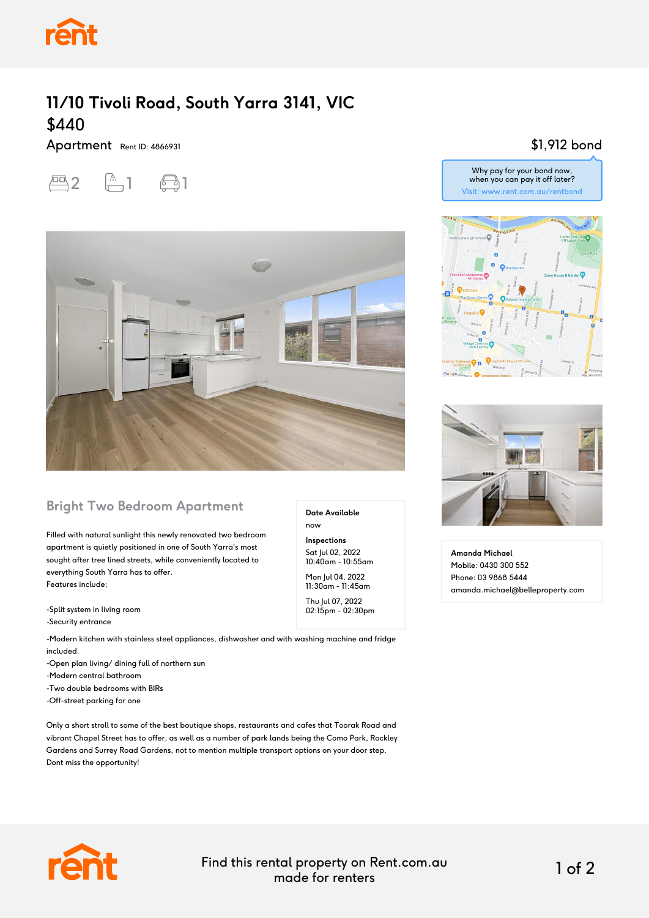# 11/10 Tivoli Road, South Yarra 3141, VIC

## $440

Apartment Rent ID: 4866931

2 bedrooms, 1 bathroom, 1 car space

$1,912 bond

Why pay for your bond now, when you can pay it off later?
Visit: www.rent.com.au/rentbond

## Bright Two Bedroom Apartment

Filled with natural sunlight this newly renovated two bedroom apartment is quietly positioned in one of South Yarra's most sought after tree lined streets, while conveniently located to everything South Yarra has to offer.
Features include;

-Split system in living room
-Security entrance
-Modern kitchen with stainless steel appliances, dishwasher and with washing machine and fridge included.
-Open plan living/ dining full of northern sun
-Modern central bathroom
-Two double bedrooms with BIRs
-Off-street parking for one

Only a short stroll to some of the best boutique shops, restaurants and cafes that Toorak Road and vibrant Chapel Street has to offer, as well as a number of park lands being the Como Park, Rockley Gardens and Surrey Road Gardens, not to mention multiple transport options on your door step.
Dont miss the opportunity!

**Date Available**
now

**Inspections**

Sat Jul 02, 2022
10:40am - 10:55am

Mon Jul 04, 2022
11:30am - 11:45am

Thu Jul 07, 2022
02:15pm - 02:30pm

**Amanda Michael**
Mobile: 0430 300 552
Phone: 03 9868 5444
amanda.michael@belleproperty.com

Find this rental property on Rent.com.au made for renters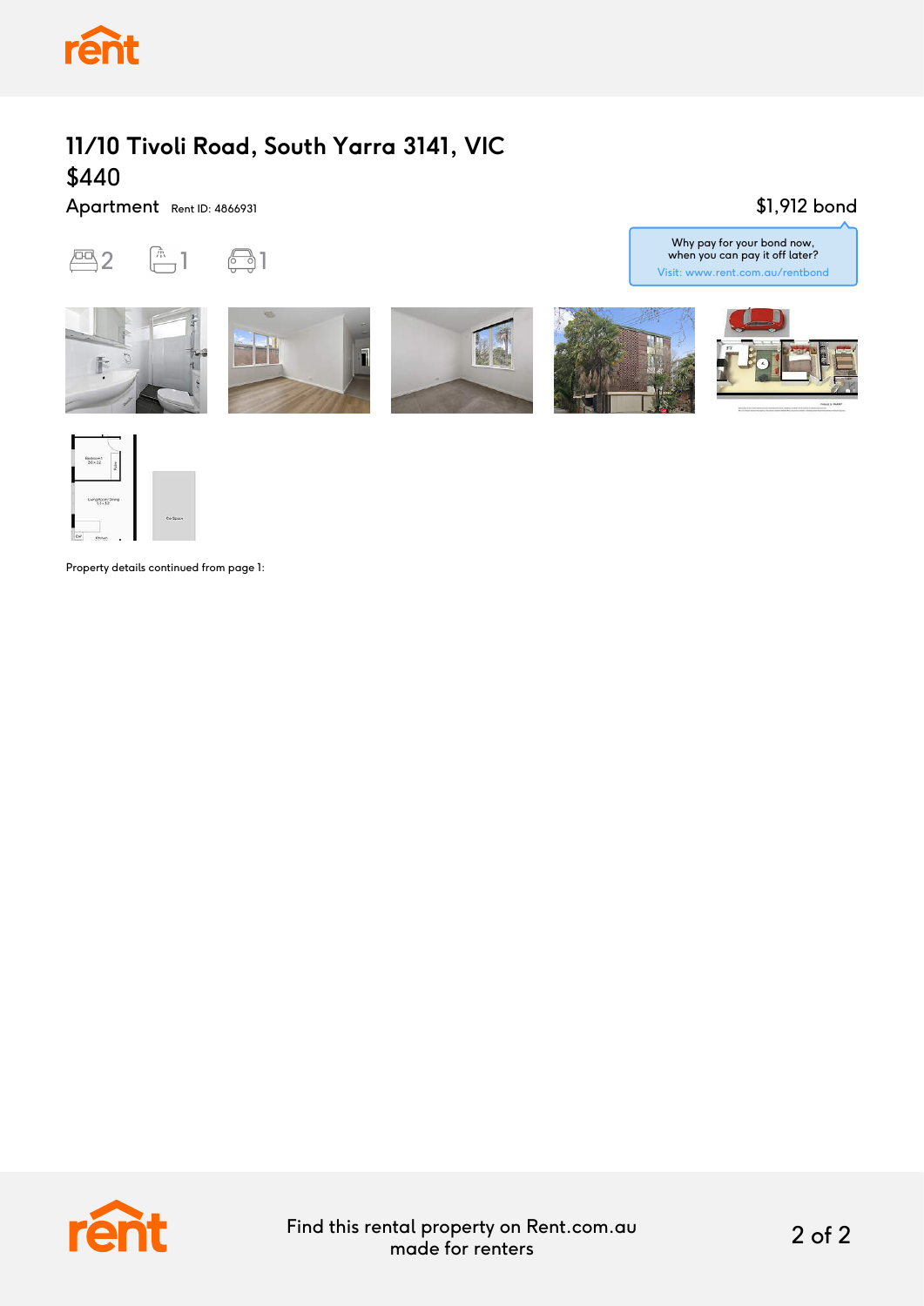# 11/10 Tivoli Road, South Yarra 3141, VIC

## $440

Apartment Rent ID: 4866931

$1,912 bond

Why pay for your bond now, when you can pay it off later?
Visit: www.rent.com.au/rentbond

2 1 1

Property details continued from page 1: